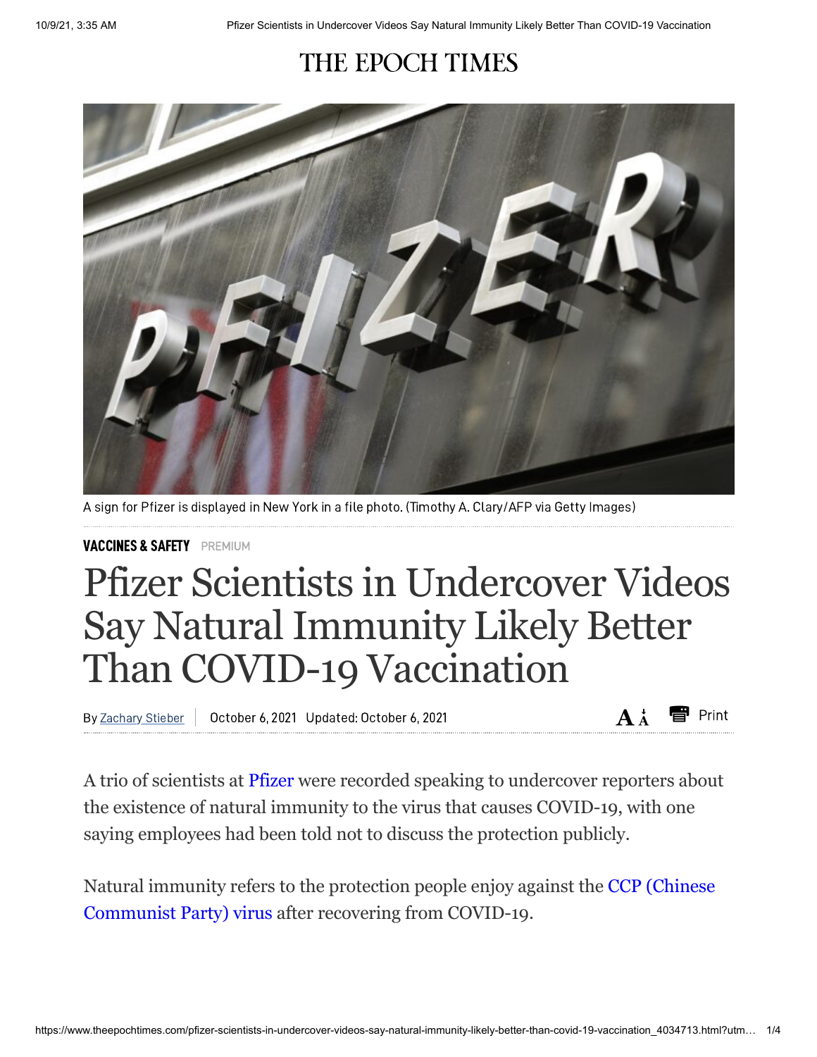# THE EPOCH TIMES

A sign for Pfizer is displayed in New York in a file photo. (Timothy A. Clary/AFP via Getty Images)

**VACCINES & SAFETY** PREMIUM

# Pfizer Scientists in Undercover Videos Say Natural Immunity Likely Better Than COVID-19 Vaccination

By Zachary Stieber | October 6, 2021 Updated: October 6, 2021

A trio of scientists at Pfizer were recorded speaking to undercover reporters about the existence of natural immunity to the virus that causes COVID-19, with one saying employees had been told not to discuss the protection publicly.

Natural immunity refers to the protection people enjoy against the CCP (Chinese Communist Party) virus after recovering from COVID-19.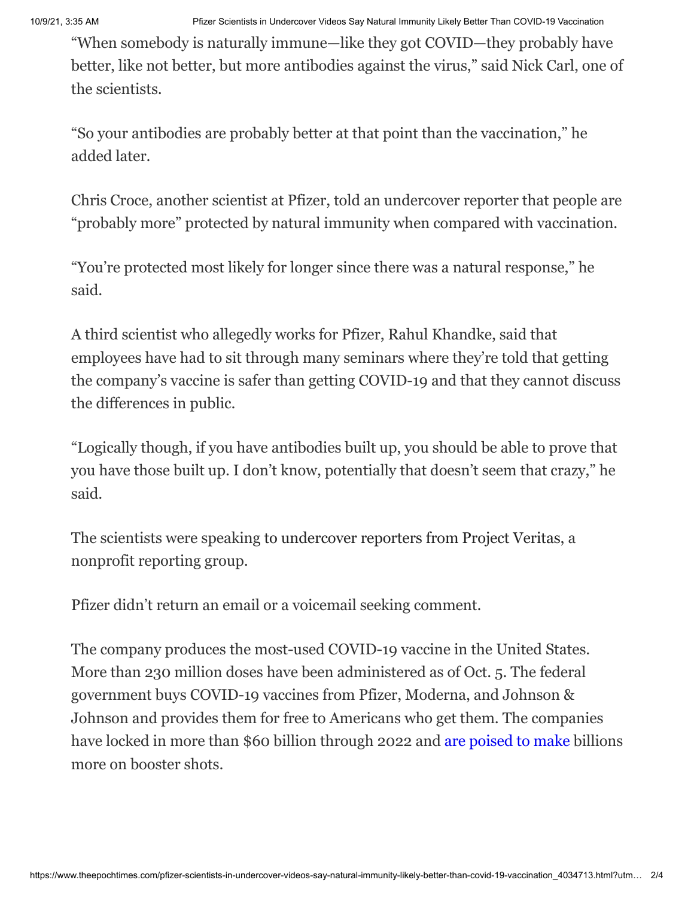"When somebody is naturally immune—like they got COVID—they probably have better, like not better, but more antibodies against the virus," said Nick Carl, one of the scientists.

"So your antibodies are probably better at that point than the vaccination," he added later.

Chris Croce, another scientist at Pfizer, told an undercover reporter that people are "probably more" protected by natural immunity when compared with vaccination.

"You're protected most likely for longer since there was a natural response," he said.

A third scientist who allegedly works for Pfizer, Rahul Khandke, said that employees have had to sit through many seminars where they're told that getting the company's vaccine is safer than getting COVID-19 and that they cannot discuss the differences in public.

"Logically though, if you have antibodies built up, you should be able to prove that you have those built up. I don't know, potentially that doesn't seem that crazy," he said.

The scientists were speaking to undercover reporters from Project Veritas, a nonprofit reporting group.

Pfizer didn't return an email or a voicemail seeking comment.

The company produces the most-used COVID-19 vaccine in the United States. More than 230 million doses have been administered as of Oct. 5. The federal government buys COVID-19 vaccines from Pfizer, Moderna, and Johnson & Johnson and provides them for free to Americans who get them. The companies have locked in more than $60 billion through 2022 and are poised to make billions more on booster shots.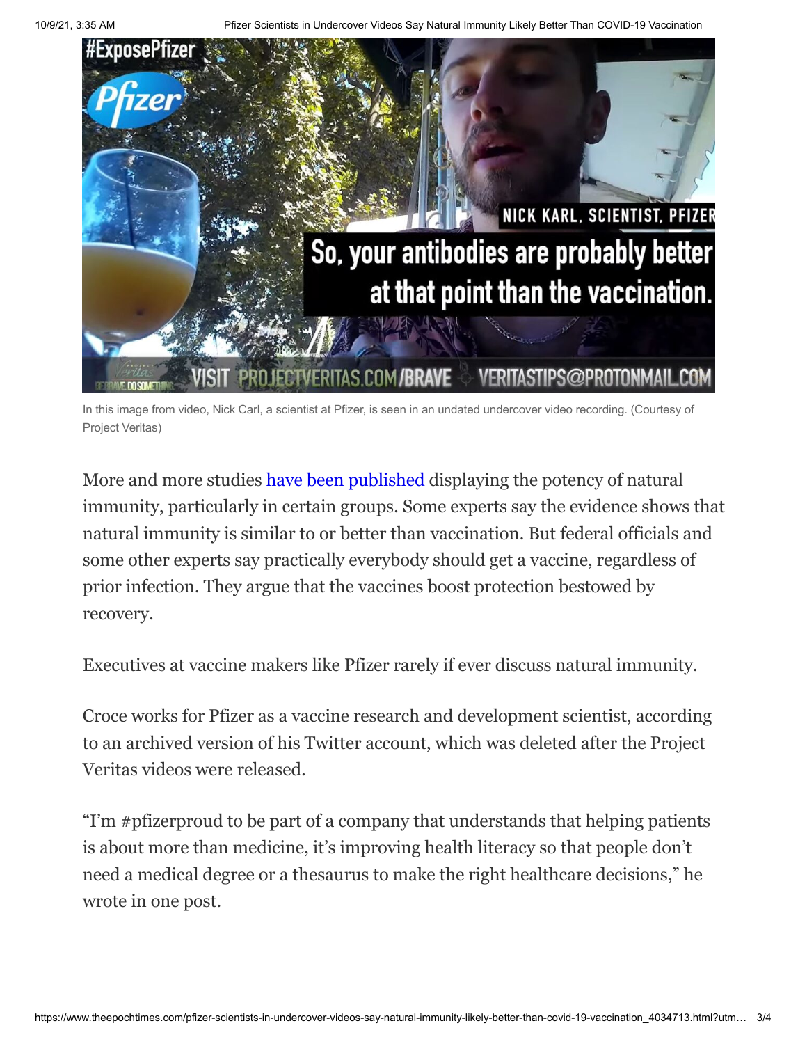In this image from video, Nick Carl, a scientist at Pfizer, is seen in an undated undercover video recording. (Courtesy of Project Veritas)

More and more studies have been published displaying the potency of natural immunity, particularly in certain groups. Some experts say the evidence shows that natural immunity is similar to or better than vaccination. But federal officials and some other experts say practically everybody should get a vaccine, regardless of prior infection. They argue that the vaccines boost protection bestowed by recovery.

Executives at vaccine makers like Pfizer rarely if ever discuss natural immunity.

Croce works for Pfizer as a vaccine research and development scientist, according to an archived version of his Twitter account, which was deleted after the Project Veritas videos were released.

"I'm #pfizerproud to be part of a company that understands that helping patients is about more than medicine, it's improving health literacy so that people don't need a medical degree or a thesaurus to make the right healthcare decisions," he wrote in one post.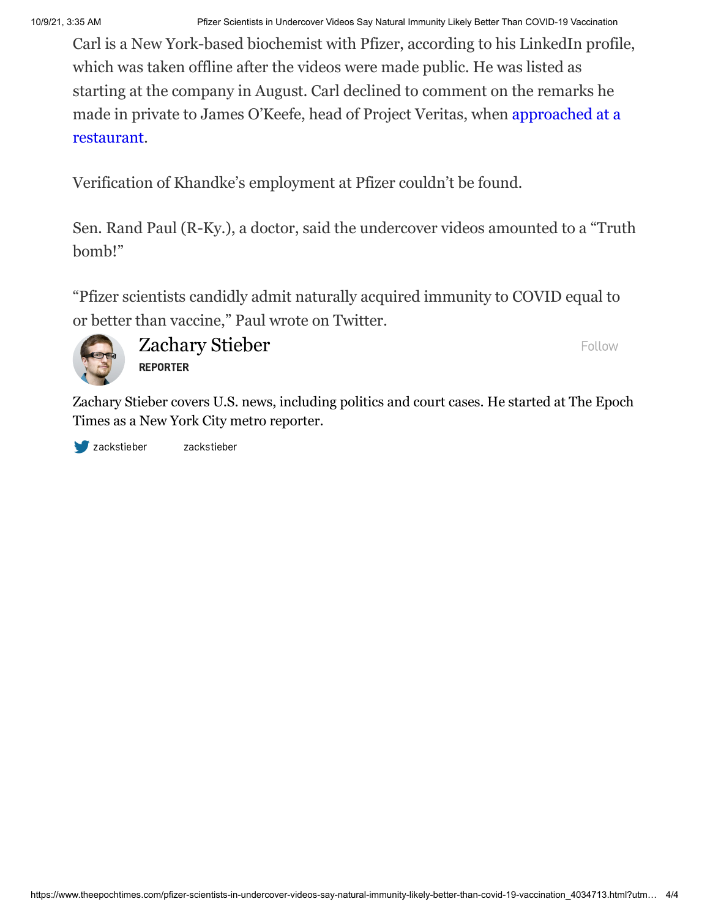Carl is a New York-based biochemist with Pfizer, according to his LinkedIn profile, which was taken offline after the videos were made public. He was listed as starting at the company in August. Carl declined to comment on the remarks he made in private to James O'Keefe, head of Project Veritas, when approached at a restaurant.

Verification of Khandke's employment at Pfizer couldn't be found.

Sen. Rand Paul (R-Ky.), a doctor, said the undercover videos amounted to a "Truth bomb!"

"Pfizer scientists candidly admit naturally acquired immunity to COVID equal to or better than vaccine," Paul wrote on Twitter.

Zachary Stieber

**REPORTER**

Follow

Zachary Stieber covers U.S. news, including politics and court cases. He started at The Epoch Times as a New York City metro reporter.

zackstieber    zackstieber